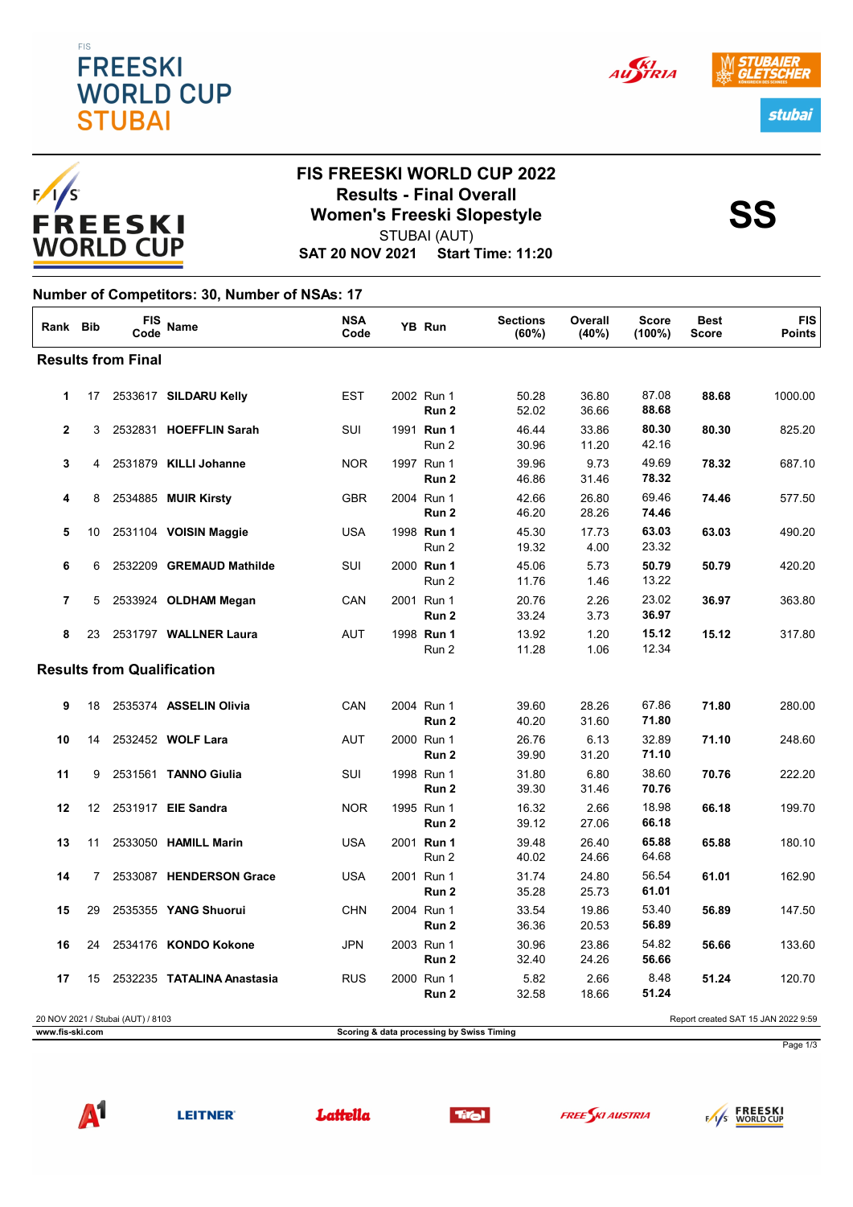# FIS FREESKI WORLD CUP 2022

## Results - Final Overall

## Women's Freeski Slopestyle

STUBAI (AUT)

**SAT 20 NOV 2021 Start Time: 11:20**

**SS**

**Number of Competitors: 30, Number of NSAs: 17**

| Rank | Bib | FIS Code | Name | NSA Code | YB | Run | Sections (60%) | Overall (40%) | Score (100%) | Best Score | FIS Points |
|---|---|---|---|---|---|---|---|---|---|---|---|
| **Results from Final** | | | | | | | | | | | |
| **1** | 17 | 2533617 | **SILDARU Kelly** | EST | 2002 | Run 1 | 50.28 | 36.80 | 87.08 | **88.68** | 1000.00 |
| | | | | | | **Run 2** | 52.02 | 36.66 | **88.68** | | |
| **2** | 3 | 2532831 | **HOEFFLIN Sarah** | SUI | 1991 | **Run 1** | 46.44 | 33.86 | **80.30** | **80.30** | 825.20 |
| | | | | | | Run 2 | 30.96 | 11.20 | 42.16 | | |
| **3** | 4 | 2531879 | **KILLI Johanne** | NOR | 1997 | Run 1 | 39.96 | 9.73 | 49.69 | **78.32** | 687.10 |
| | | | | | | **Run 2** | 46.86 | 31.46 | **78.32** | | |
| **4** | 8 | 2534885 | **MUIR Kirsty** | GBR | 2004 | Run 1 | 42.66 | 26.80 | 69.46 | **74.46** | 577.50 |
| | | | | | | **Run 2** | 46.20 | 28.26 | **74.46** | | |
| **5** | 10 | 2531104 | **VOISIN Maggie** | USA | 1998 | **Run 1** | 45.30 | 17.73 | **63.03** | **63.03** | 490.20 |
| | | | | | | Run 2 | 19.32 | 4.00 | 23.32 | | |
| **6** | 6 | 2532209 | **GREMAUD Mathilde** | SUI | 2000 | **Run 1** | 45.06 | 5.73 | **50.79** | **50.79** | 420.20 |
| | | | | | | Run 2 | 11.76 | 1.46 | 13.22 | | |
| **7** | 5 | 2533924 | **OLDHAM Megan** | CAN | 2001 | Run 1 | 20.76 | 2.26 | 23.02 | **36.97** | 363.80 |
| | | | | | | **Run 2** | 33.24 | 3.73 | **36.97** | | |
| **8** | 23 | 2531797 | **WALLNER Laura** | AUT | 1998 | **Run 1** | 13.92 | 1.20 | **15.12** | **15.12** | 317.80 |
| | | | | | | Run 2 | 11.28 | 1.06 | 12.34 | | |
| **Results from Qualification** | | | | | | | | | | | |
| **9** | 18 | 2535374 | **ASSELIN Olivia** | CAN | 2004 | Run 1 | 39.60 | 28.26 | 67.86 | **71.80** | 280.00 |
| | | | | | | **Run 2** | 40.20 | 31.60 | **71.80** | | |
| **10** | 14 | 2532452 | **WOLF Lara** | AUT | 2000 | Run 1 | 26.76 | 6.13 | 32.89 | **71.10** | 248.60 |
| | | | | | | **Run 2** | 39.90 | 31.20 | **71.10** | | |
| **11** | 9 | 2531561 | **TANNO Giulia** | SUI | 1998 | Run 1 | 31.80 | 6.80 | 38.60 | **70.76** | 222.20 |
| | | | | | | **Run 2** | 39.30 | 31.46 | **70.76** | | |
| **12** | 12 | 2531917 | **EIE Sandra** | NOR | 1995 | Run 1 | 16.32 | 2.66 | 18.98 | **66.18** | 199.70 |
| | | | | | | **Run 2** | 39.12 | 27.06 | **66.18** | | |
| **13** | 11 | 2533050 | **HAMILL Marin** | USA | 2001 | **Run 1** | 39.48 | 26.40 | **65.88** | **65.88** | 180.10 |
| | | | | | | Run 2 | 40.02 | 24.66 | 64.68 | | |
| **14** | 7 | 2533087 | **HENDERSON Grace** | USA | 2001 | Run 1 | 31.74 | 24.80 | 56.54 | **61.01** | 162.90 |
| | | | | | | **Run 2** | 35.28 | 25.73 | **61.01** | | |
| **15** | 29 | 2535355 | **YANG Shuorui** | CHN | 2004 | Run 1 | 33.54 | 19.86 | 53.40 | **56.89** | 147.50 |
| | | | | | | **Run 2** | 36.36 | 20.53 | **56.89** | | |
| **16** | 24 | 2534176 | **KONDO Kokone** | JPN | 2003 | Run 1 | 30.96 | 23.86 | 54.82 | **56.66** | 133.60 |
| | | | | | | **Run 2** | 32.40 | 24.26 | **56.66** | | |
| **17** | 15 | 2532235 | **TATALINA Anastasia** | RUS | 2000 | Run 1 | 5.82 | 2.66 | 8.48 | **51.24** | 120.70 |
| | | | | | | **Run 2** | 32.58 | 18.66 | **51.24** | | |

20 NOV 2021 / Stubai (AUT) / 8103

Report created SAT 15 JAN 2022 9:59

www.fis-ski.com

Scoring & data processing by Swiss Timing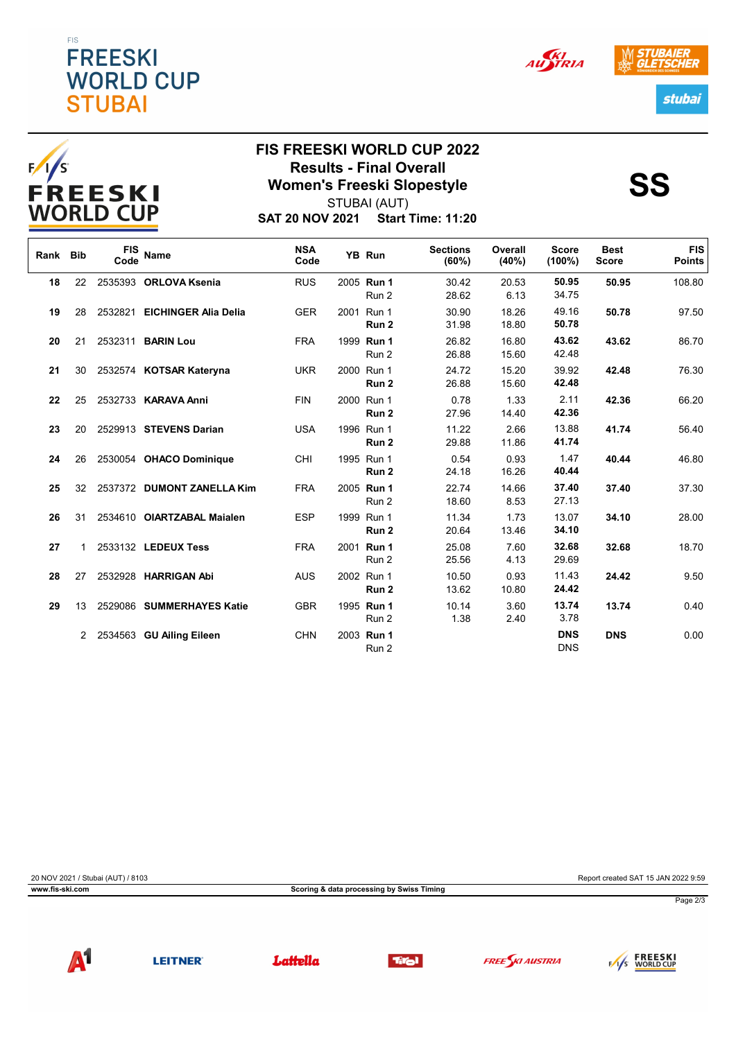FIS
# FREESKI WORLD CUP STUBAI

## FIS FREESKI WORLD CUP 2022
## Results - Final Overall
## Women's Freeski Slopestyle

STUBAI (AUT)

**SAT 20 NOV 2021 Start Time: 11:20**

**SS**

| Rank | Bib | FIS Code | Name | NSA Code | YB | Run | Sections (60%) | Overall (40%) | Score (100%) | Best Score | FIS Points |
|---|---|---|---|---|---|---|---|---|---|---|---|
| **18** | 22 | 2535393 | **ORLOVA Ksenia** | RUS | 2005 | **Run 1** | 30.42 | 20.53 | **50.95** | **50.95** | 108.80 |
| | | | | | | Run 2 | 28.62 | 6.13 | 34.75 | | |
| **19** | 28 | 2532821 | **EICHINGER Alia Delia** | GER | 2001 | Run 1 | 30.90 | 18.26 | 49.16 | **50.78** | 97.50 |
| | | | | | | **Run 2** | 31.98 | 18.80 | **50.78** | | |
| **20** | 21 | 2532311 | **BARIN Lou** | FRA | 1999 | **Run 1** | 26.82 | 16.80 | **43.62** | **43.62** | 86.70 |
| | | | | | | Run 2 | 26.88 | 15.60 | 42.48 | | |
| **21** | 30 | 2532574 | **KOTSAR Kateryna** | UKR | 2000 | Run 1 | 24.72 | 15.20 | 39.92 | **42.48** | 76.30 |
| | | | | | | **Run 2** | 26.88 | 15.60 | **42.48** | | |
| **22** | 25 | 2532733 | **KARAVA Anni** | FIN | 2000 | Run 1 | 0.78 | 1.33 | 2.11 | **42.36** | 66.20 |
| | | | | | | **Run 2** | 27.96 | 14.40 | **42.36** | | |
| **23** | 20 | 2529913 | **STEVENS Darian** | USA | 1996 | Run 1 | 11.22 | 2.66 | 13.88 | **41.74** | 56.40 |
| | | | | | | **Run 2** | 29.88 | 11.86 | **41.74** | | |
| **24** | 26 | 2530054 | **OHACO Dominique** | CHI | 1995 | Run 1 | 0.54 | 0.93 | 1.47 | **40.44** | 46.80 |
| | | | | | | **Run 2** | 24.18 | 16.26 | **40.44** | | |
| **25** | 32 | 2537372 | **DUMONT ZANELLA Kim** | FRA | 2005 | **Run 1** | 22.74 | 14.66 | **37.40** | **37.40** | 37.30 |
| | | | | | | Run 2 | 18.60 | 8.53 | 27.13 | | |
| **26** | 31 | 2534610 | **OIARTZABAL Maialen** | ESP | 1999 | Run 1 | 11.34 | 1.73 | 13.07 | **34.10** | 28.00 |
| | | | | | | **Run 2** | 20.64 | 13.46 | **34.10** | | |
| **27** | 1 | 2533132 | **LEDEUX Tess** | FRA | 2001 | **Run 1** | 25.08 | 7.60 | **32.68** | **32.68** | 18.70 |
| | | | | | | Run 2 | 25.56 | 4.13 | 29.69 | | |
| **28** | 27 | 2532928 | **HARRIGAN Abi** | AUS | 2002 | Run 1 | 10.50 | 0.93 | 11.43 | **24.42** | 9.50 |
| | | | | | | **Run 2** | 13.62 | 10.80 | **24.42** | | |
| **29** | 13 | 2529086 | **SUMMERHAYES Katie** | GBR | 1995 | **Run 1** | 10.14 | 3.60 | **13.74** | **13.74** | 0.40 |
| | | | | | | Run 2 | 1.38 | 2.40 | 3.78 | | |
| | 2 | 2534563 | **GU Ailing Eileen** | CHN | 2003 | **Run 1** | | | **DNS** | **DNS** | 0.00 |
| | | | | | | Run 2 | | | DNS | | |

20 NOV 2021 / Stubai (AUT) / 8103 — Report created SAT 15 JAN 2022 9:59

www.fis-ski.com — Scoring & data processing by Swiss Timing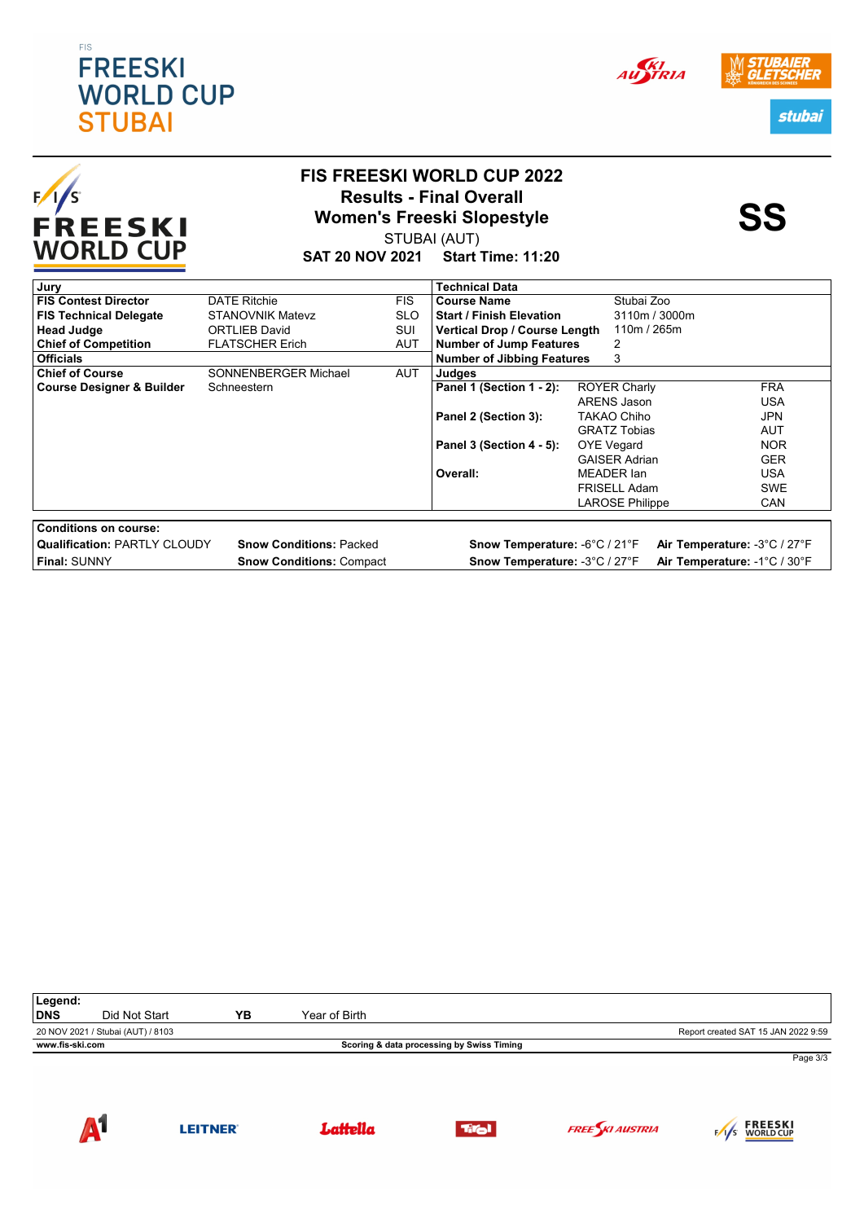FIS

# FREESKI WORLD CUP STUBAI

## FIS FREESKI WORLD CUP 2022

### Results - Final Overall

### Women's Freeski Slopestyle

**SS**

STUBAI (AUT)

**SAT 20 NOV 2021 Start Time: 11:20**

| Jury | | | Technical Data | | |
|---|---|---|---|---|---|
| **FIS Contest Director** | DATE Ritchie | FIS | **Course Name** | Stubai Zoo | |
| **FIS Technical Delegate** | STANOVNIK Matevz | SLO | **Start / Finish Elevation** | 3110m / 3000m | |
| **Head Judge** | ORTLIEB David | SUI | **Vertical Drop / Course Length** | 110m / 265m | |
| **Chief of Competition** | FLATSCHER Erich | AUT | **Number of Jump Features** | 2 | |
| **Officials** | | | **Number of Jibbing Features** | 3 | |
| **Chief of Course** | SONNENBERGER Michael | AUT | **Judges** | | |
| **Course Designer & Builder** | Schneestern | | **Panel 1 (Section 1 - 2):** | ROYER Charly | FRA |
| | | | | ARENS Jason | USA |
| | | | **Panel 2 (Section 3):** | TAKAO Chiho | JPN |
| | | | | GRATZ Tobias | AUT |
| | | | **Panel 3 (Section 4 - 5):** | OYE Vegard | NOR |
| | | | | GAISER Adrian | GER |
| | | | **Overall:** | MEADER Ian | USA |
| | | | | FRISELL Adam | SWE |
| | | | | LAROSE Philippe | CAN |

| Conditions on course: | | | |
|---|---|---|---|
| **Qualification:** PARTLY CLOUDY | **Snow Conditions:** Packed | **Snow Temperature:** -6°C / 21°F | **Air Temperature:** -3°C / 27°F |
| **Final:** SUNNY | **Snow Conditions:** Compact | **Snow Temperature:** -3°C / 27°F | **Air Temperature:** -1°C / 30°F |

| Legend: | | | |
|---|---|---|---|
| **DNS** | Did Not Start | **YB** | Year of Birth |

20 NOV 2021 / Stubai (AUT) / 8103

Report created SAT 15 JAN 2022 9:59

www.fis-ski.com

Scoring & data processing by Swiss Timing